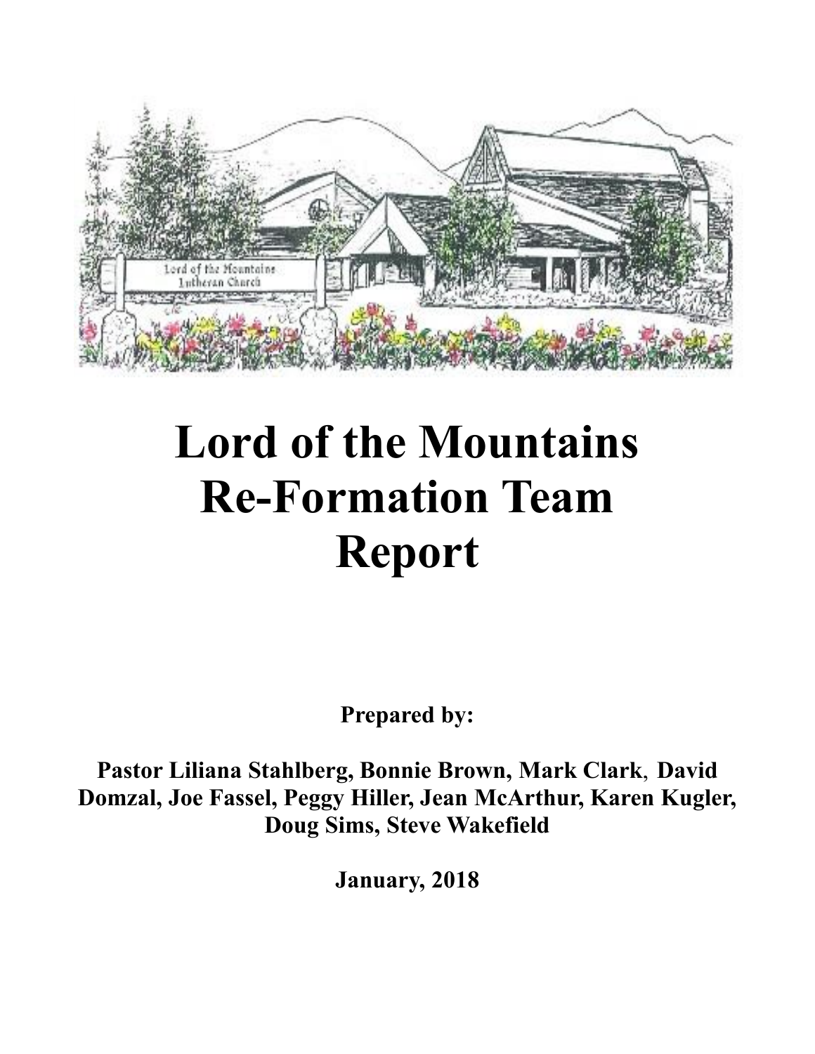# Lord of the Mountains Re-Formation Team Report

**Prepared by:**

**Pastor Liliana Stahlberg, Bonnie Brown, Mark Clark, David Domzal, Joe Fassel, Peggy Hiller, Jean McArthur, Karen Kugler, Doug Sims, Steve Wakefield**

**January, 2018**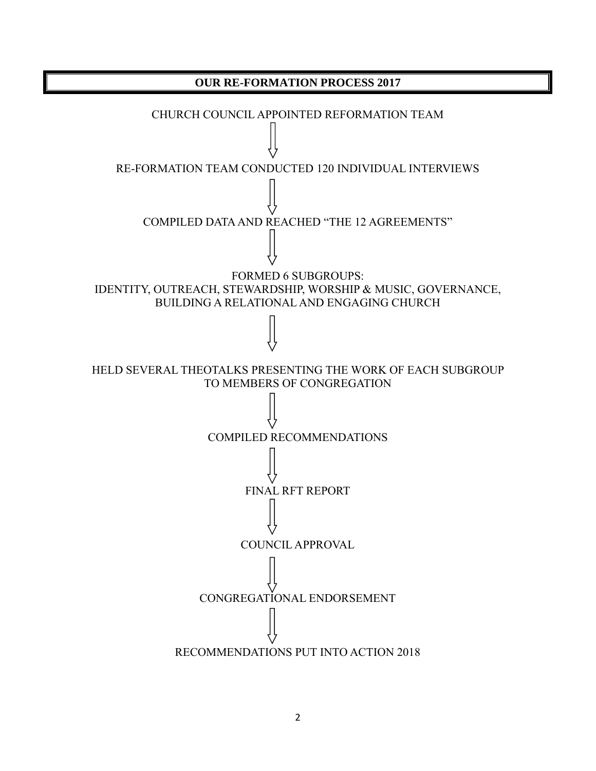## OUR RE-FORMATION PROCESS 2017

CHURCH COUNCIL APPOINTED REFORMATION TEAM

↓

RE-FORMATION TEAM CONDUCTED 120 INDIVIDUAL INTERVIEWS

↓

COMPILED DATA AND REACHED "THE 12 AGREEMENTS"

↓

FORMED 6 SUBGROUPS:
IDENTITY, OUTREACH, STEWARDSHIP, WORSHIP & MUSIC, GOVERNANCE,
BUILDING A RELATIONAL AND ENGAGING CHURCH

↓

HELD SEVERAL THEOTALKS PRESENTING THE WORK OF EACH SUBGROUP
TO MEMBERS OF CONGREGATION

↓

COMPILED RECOMMENDATIONS

↓

FINAL RFT REPORT

↓

COUNCIL APPROVAL

↓

CONGREGATIONAL ENDORSEMENT

↓

RECOMMENDATIONS PUT INTO ACTION 2018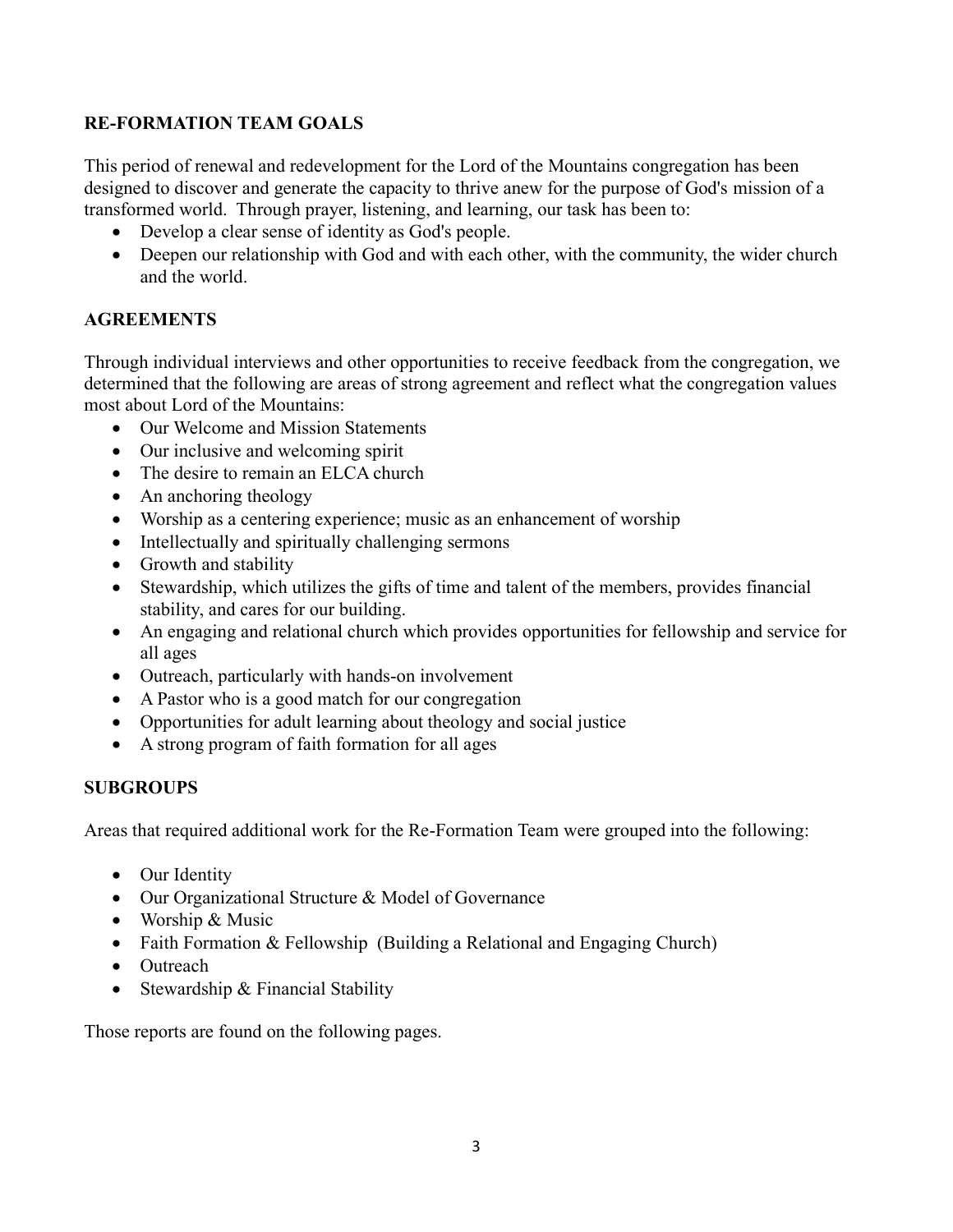## RE-FORMATION TEAM GOALS

This period of renewal and redevelopment for the Lord of the Mountains congregation has been designed to discover and generate the capacity to thrive anew for the purpose of God's mission of a transformed world. Through prayer, listening, and learning, our task has been to:

- Develop a clear sense of identity as God's people.
- Deepen our relationship with God and with each other, with the community, the wider church and the world.

## AGREEMENTS

Through individual interviews and other opportunities to receive feedback from the congregation, we determined that the following are areas of strong agreement and reflect what the congregation values most about Lord of the Mountains:

- Our Welcome and Mission Statements
- Our inclusive and welcoming spirit
- The desire to remain an ELCA church
- An anchoring theology
- Worship as a centering experience; music as an enhancement of worship
- Intellectually and spiritually challenging sermons
- Growth and stability
- Stewardship, which utilizes the gifts of time and talent of the members, provides financial stability, and cares for our building.
- An engaging and relational church which provides opportunities for fellowship and service for all ages
- Outreach, particularly with hands-on involvement
- A Pastor who is a good match for our congregation
- Opportunities for adult learning about theology and social justice
- A strong program of faith formation for all ages

## SUBGROUPS

Areas that required additional work for the Re-Formation Team were grouped into the following:

- Our Identity
- Our Organizational Structure & Model of Governance
- Worship & Music
- Faith Formation & Fellowship (Building a Relational and Engaging Church)
- Outreach
- Stewardship & Financial Stability

Those reports are found on the following pages.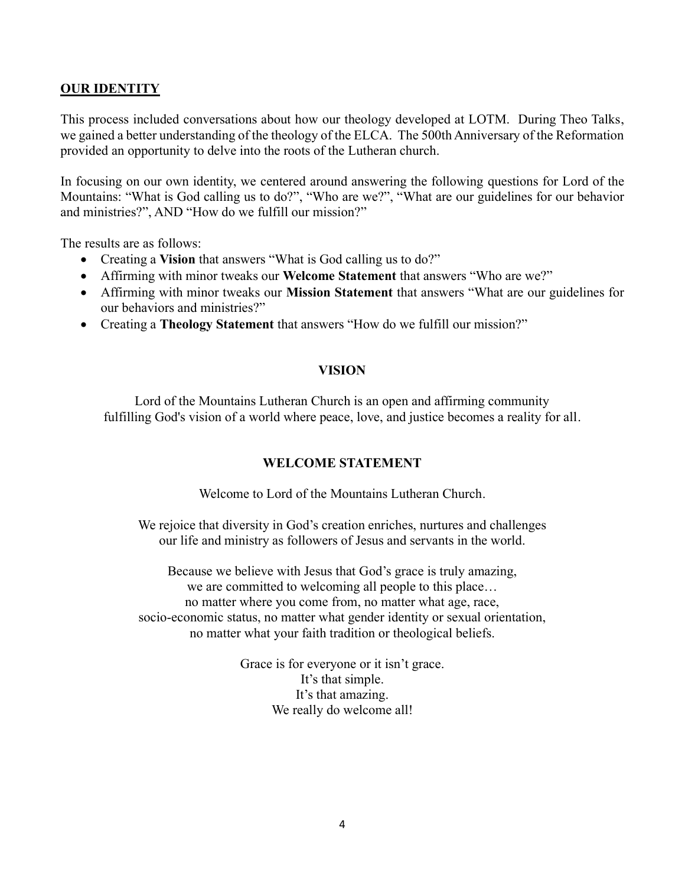## OUR IDENTITY

This process included conversations about how our theology developed at LOTM. During Theo Talks, we gained a better understanding of the theology of the ELCA. The 500th Anniversary of the Reformation provided an opportunity to delve into the roots of the Lutheran church.

In focusing on our own identity, we centered around answering the following questions for Lord of the Mountains: "What is God calling us to do?", "Who are we?", "What are our guidelines for our behavior and ministries?", AND "How do we fulfill our mission?"

The results are as follows:

- Creating a **Vision** that answers "What is God calling us to do?"
- Affirming with minor tweaks our **Welcome Statement** that answers "Who are we?"
- Affirming with minor tweaks our **Mission Statement** that answers "What are our guidelines for our behaviors and ministries?"
- Creating a **Theology Statement** that answers "How do we fulfill our mission?"

### VISION

Lord of the Mountains Lutheran Church is an open and affirming community
fulfilling God's vision of a world where peace, love, and justice becomes a reality for all.

### WELCOME STATEMENT

Welcome to Lord of the Mountains Lutheran Church.

We rejoice that diversity in God's creation enriches, nurtures and challenges
our life and ministry as followers of Jesus and servants in the world.

Because we believe with Jesus that God's grace is truly amazing,
we are committed to welcoming all people to this place…
no matter where you come from, no matter what age, race,
socio-economic status, no matter what gender identity or sexual orientation,
no matter what your faith tradition or theological beliefs.

Grace is for everyone or it isn't grace.
It's that simple.
It's that amazing.
We really do welcome all!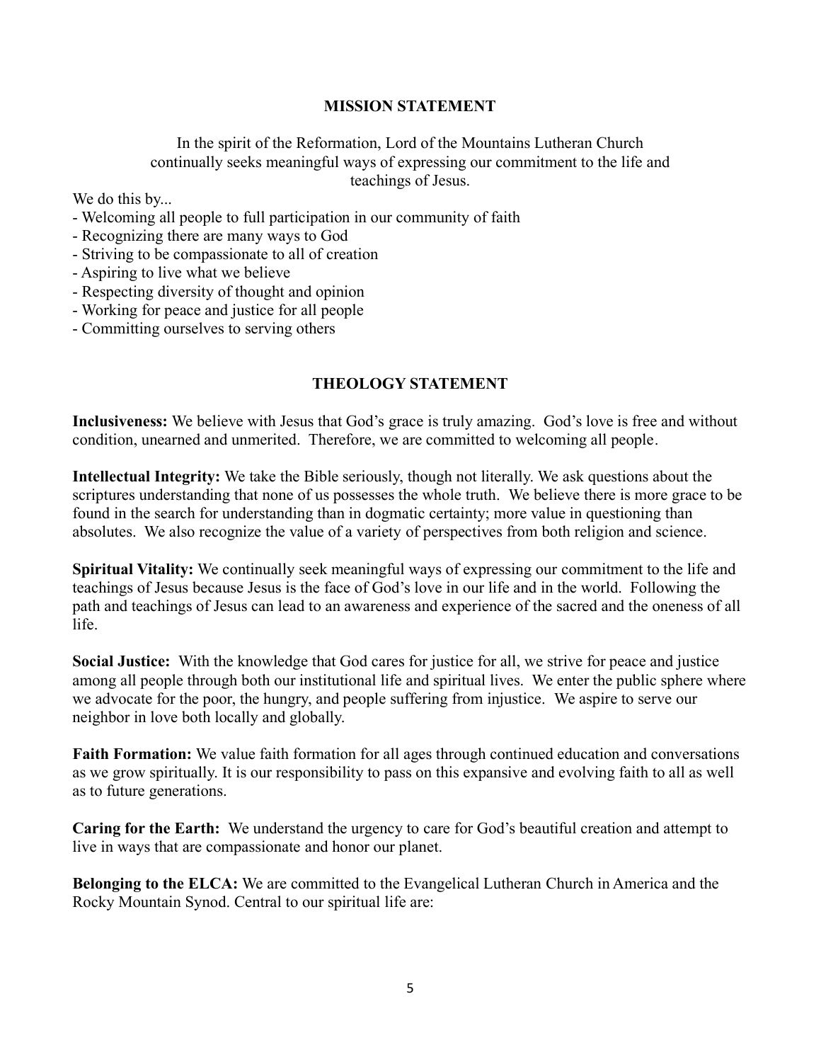## MISSION STATEMENT

In the spirit of the Reformation, Lord of the Mountains Lutheran Church continually seeks meaningful ways of expressing our commitment to the life and teachings of Jesus.

We do this by...

- Welcoming all people to full participation in our community of faith
- Recognizing there are many ways to God
- Striving to be compassionate to all of creation
- Aspiring to live what we believe
- Respecting diversity of thought and opinion
- Working for peace and justice for all people
- Committing ourselves to serving others

## THEOLOGY STATEMENT

**Inclusiveness:** We believe with Jesus that God's grace is truly amazing. God's love is free and without condition, unearned and unmerited. Therefore, we are committed to welcoming all people.

**Intellectual Integrity:** We take the Bible seriously, though not literally. We ask questions about the scriptures understanding that none of us possesses the whole truth. We believe there is more grace to be found in the search for understanding than in dogmatic certainty; more value in questioning than absolutes. We also recognize the value of a variety of perspectives from both religion and science.

**Spiritual Vitality:** We continually seek meaningful ways of expressing our commitment to the life and teachings of Jesus because Jesus is the face of God's love in our life and in the world. Following the path and teachings of Jesus can lead to an awareness and experience of the sacred and the oneness of all life.

**Social Justice:** With the knowledge that God cares for justice for all, we strive for peace and justice among all people through both our institutional life and spiritual lives. We enter the public sphere where we advocate for the poor, the hungry, and people suffering from injustice. We aspire to serve our neighbor in love both locally and globally.

**Faith Formation:** We value faith formation for all ages through continued education and conversations as we grow spiritually. It is our responsibility to pass on this expansive and evolving faith to all as well as to future generations.

**Caring for the Earth:** We understand the urgency to care for God's beautiful creation and attempt to live in ways that are compassionate and honor our planet.

**Belonging to the ELCA:** We are committed to the Evangelical Lutheran Church in America and the Rocky Mountain Synod. Central to our spiritual life are: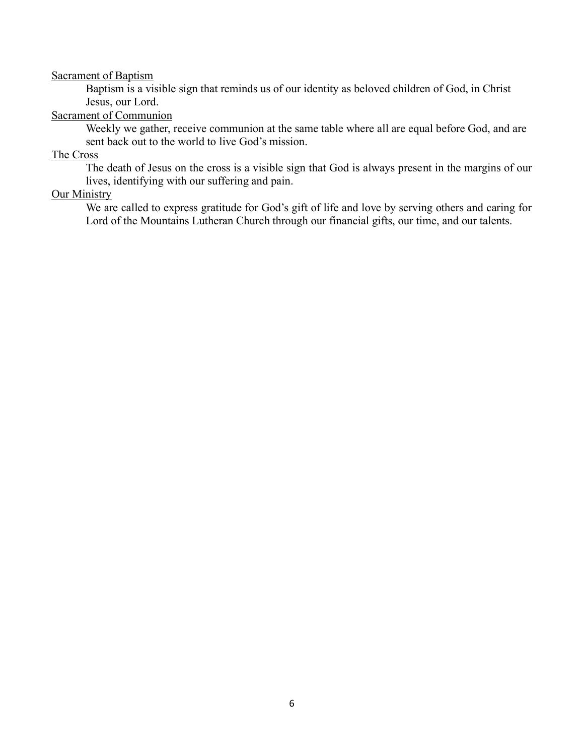<u>Sacrament of Baptism</u>

Baptism is a visible sign that reminds us of our identity as beloved children of God, in Christ Jesus, our Lord.

<u>Sacrament of Communion</u>

Weekly we gather, receive communion at the same table where all are equal before God, and are sent back out to the world to live God's mission.

<u>The Cross</u>

The death of Jesus on the cross is a visible sign that God is always present in the margins of our lives, identifying with our suffering and pain.

<u>Our Ministry</u>

We are called to express gratitude for God's gift of life and love by serving others and caring for Lord of the Mountains Lutheran Church through our financial gifts, our time, and our talents.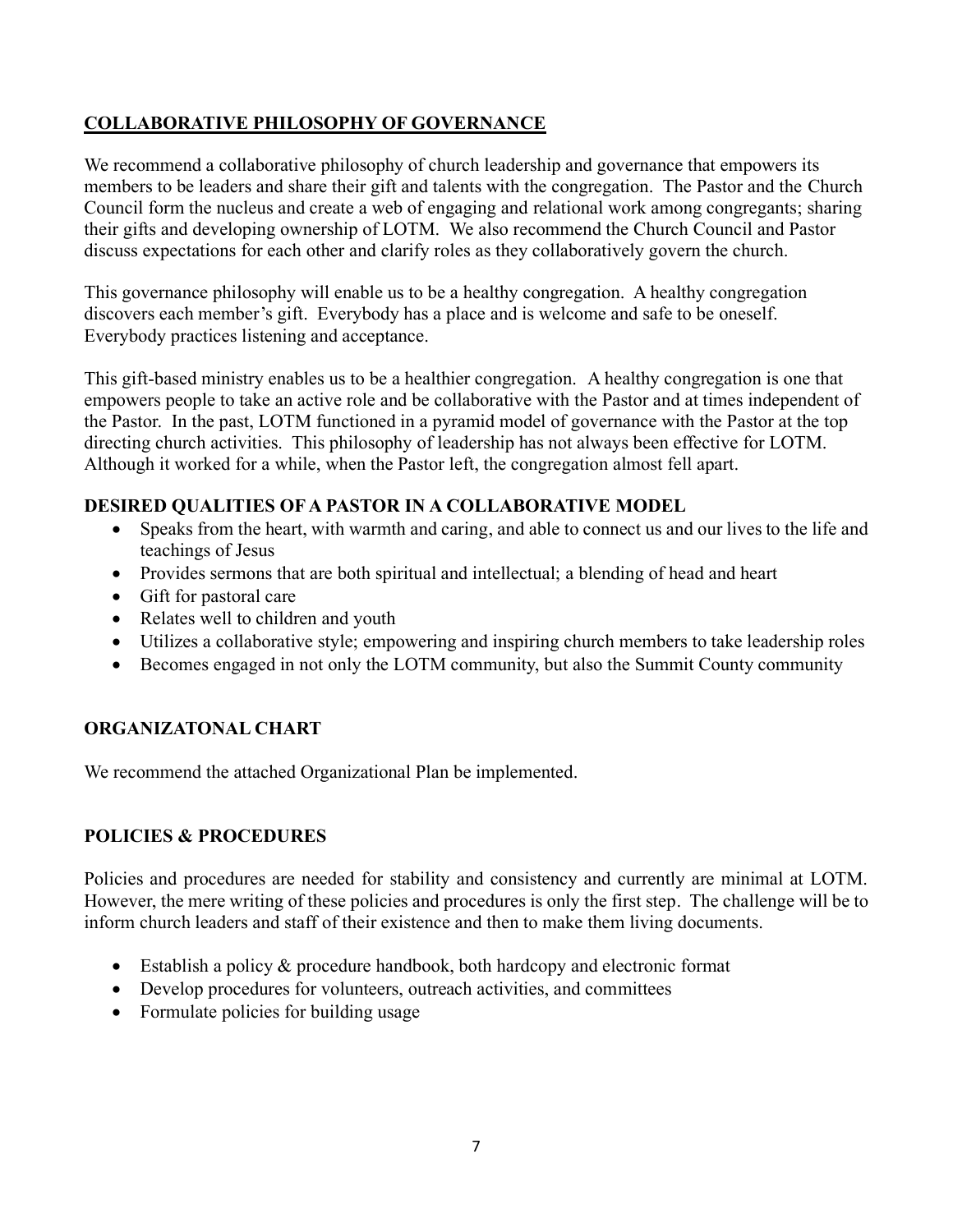## COLLABORATIVE PHILOSOPHY OF GOVERNANCE

We recommend a collaborative philosophy of church leadership and governance that empowers its members to be leaders and share their gift and talents with the congregation. The Pastor and the Church Council form the nucleus and create a web of engaging and relational work among congregants; sharing their gifts and developing ownership of LOTM. We also recommend the Church Council and Pastor discuss expectations for each other and clarify roles as they collaboratively govern the church.

This governance philosophy will enable us to be a healthy congregation. A healthy congregation discovers each member's gift. Everybody has a place and is welcome and safe to be oneself. Everybody practices listening and acceptance.

This gift-based ministry enables us to be a healthier congregation. A healthy congregation is one that empowers people to take an active role and be collaborative with the Pastor and at times independent of the Pastor. In the past, LOTM functioned in a pyramid model of governance with the Pastor at the top directing church activities. This philosophy of leadership has not always been effective for LOTM. Although it worked for a while, when the Pastor left, the congregation almost fell apart.

### DESIRED QUALITIES OF A PASTOR IN A COLLABORATIVE MODEL

- Speaks from the heart, with warmth and caring, and able to connect us and our lives to the life and teachings of Jesus
- Provides sermons that are both spiritual and intellectual; a blending of head and heart
- Gift for pastoral care
- Relates well to children and youth
- Utilizes a collaborative style; empowering and inspiring church members to take leadership roles
- Becomes engaged in not only the LOTM community, but also the Summit County community

### ORGANIZATONAL CHART

We recommend the attached Organizational Plan be implemented.

### POLICIES & PROCEDURES

Policies and procedures are needed for stability and consistency and currently are minimal at LOTM. However, the mere writing of these policies and procedures is only the first step. The challenge will be to inform church leaders and staff of their existence and then to make them living documents.

- Establish a policy & procedure handbook, both hardcopy and electronic format
- Develop procedures for volunteers, outreach activities, and committees
- Formulate policies for building usage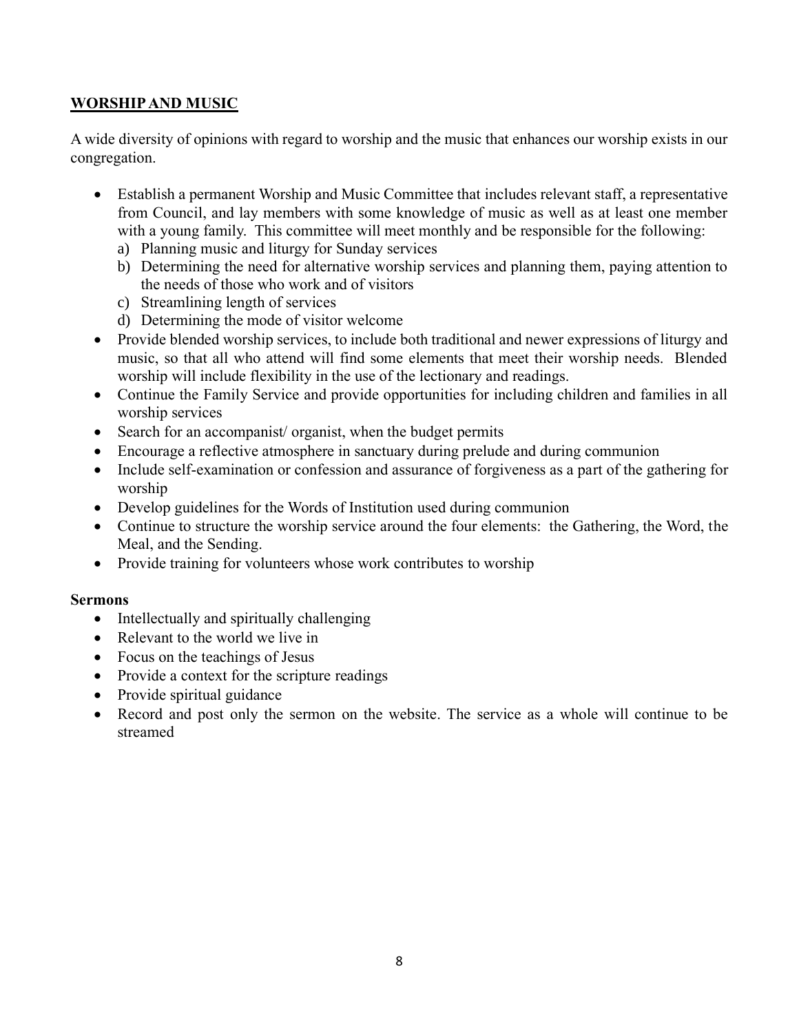## WORSHIP AND MUSIC

A wide diversity of opinions with regard to worship and the music that enhances our worship exists in our congregation.

- Establish a permanent Worship and Music Committee that includes relevant staff, a representative from Council, and lay members with some knowledge of music as well as at least one member with a young family. This committee will meet monthly and be responsible for the following:
  a) Planning music and liturgy for Sunday services
  b) Determining the need for alternative worship services and planning them, paying attention to the needs of those who work and of visitors
  c) Streamlining length of services
  d) Determining the mode of visitor welcome
- Provide blended worship services, to include both traditional and newer expressions of liturgy and music, so that all who attend will find some elements that meet their worship needs. Blended worship will include flexibility in the use of the lectionary and readings.
- Continue the Family Service and provide opportunities for including children and families in all worship services
- Search for an accompanist/ organist, when the budget permits
- Encourage a reflective atmosphere in sanctuary during prelude and during communion
- Include self-examination or confession and assurance of forgiveness as a part of the gathering for worship
- Develop guidelines for the Words of Institution used during communion
- Continue to structure the worship service around the four elements: the Gathering, the Word, the Meal, and the Sending.
- Provide training for volunteers whose work contributes to worship

**Sermons**

- Intellectually and spiritually challenging
- Relevant to the world we live in
- Focus on the teachings of Jesus
- Provide a context for the scripture readings
- Provide spiritual guidance
- Record and post only the sermon on the website. The service as a whole will continue to be streamed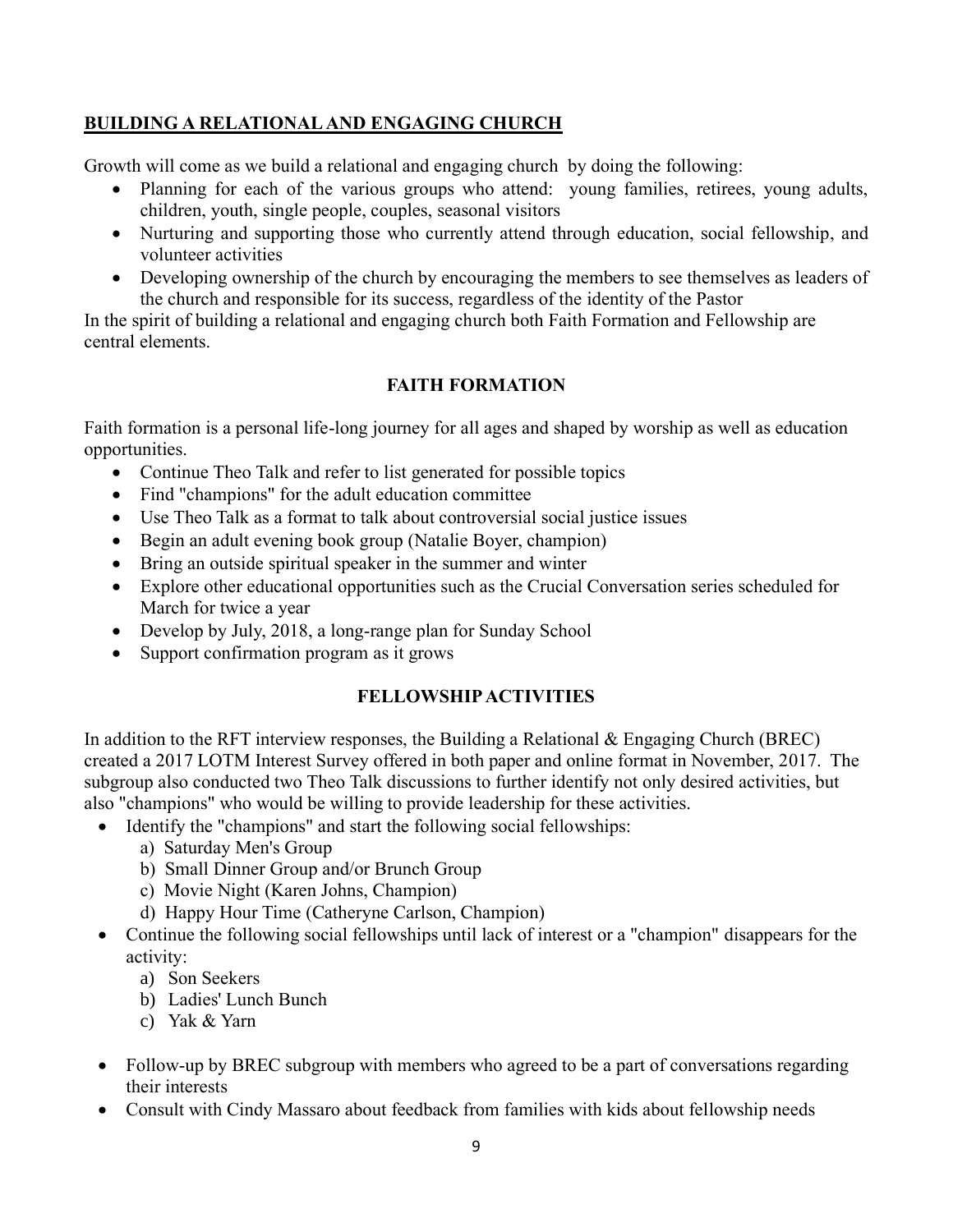## BUILDING A RELATIONAL AND ENGAGING CHURCH

Growth will come as we build a relational and engaging church by doing the following:

- Planning for each of the various groups who attend: young families, retirees, young adults, children, youth, single people, couples, seasonal visitors
- Nurturing and supporting those who currently attend through education, social fellowship, and volunteer activities
- Developing ownership of the church by encouraging the members to see themselves as leaders of the church and responsible for its success, regardless of the identity of the Pastor

In the spirit of building a relational and engaging church both Faith Formation and Fellowship are central elements.

### FAITH FORMATION

Faith formation is a personal life-long journey for all ages and shaped by worship as well as education opportunities.

- Continue Theo Talk and refer to list generated for possible topics
- Find "champions" for the adult education committee
- Use Theo Talk as a format to talk about controversial social justice issues
- Begin an adult evening book group (Natalie Boyer, champion)
- Bring an outside spiritual speaker in the summer and winter
- Explore other educational opportunities such as the Crucial Conversation series scheduled for March for twice a year
- Develop by July, 2018, a long-range plan for Sunday School
- Support confirmation program as it grows

### FELLOWSHIP ACTIVITIES

In addition to the RFT interview responses, the Building a Relational & Engaging Church (BREC) created a 2017 LOTM Interest Survey offered in both paper and online format in November, 2017. The subgroup also conducted two Theo Talk discussions to further identify not only desired activities, but also "champions" who would be willing to provide leadership for these activities.

- Identify the "champions" and start the following social fellowships:
  a) Saturday Men's Group
  b) Small Dinner Group and/or Brunch Group
  c) Movie Night (Karen Johns, Champion)
  d) Happy Hour Time (Catheryne Carlson, Champion)
- Continue the following social fellowships until lack of interest or a "champion" disappears for the activity:
  a) Son Seekers
  b) Ladies' Lunch Bunch
  c) Yak & Yarn
- Follow-up by BREC subgroup with members who agreed to be a part of conversations regarding their interests
- Consult with Cindy Massaro about feedback from families with kids about fellowship needs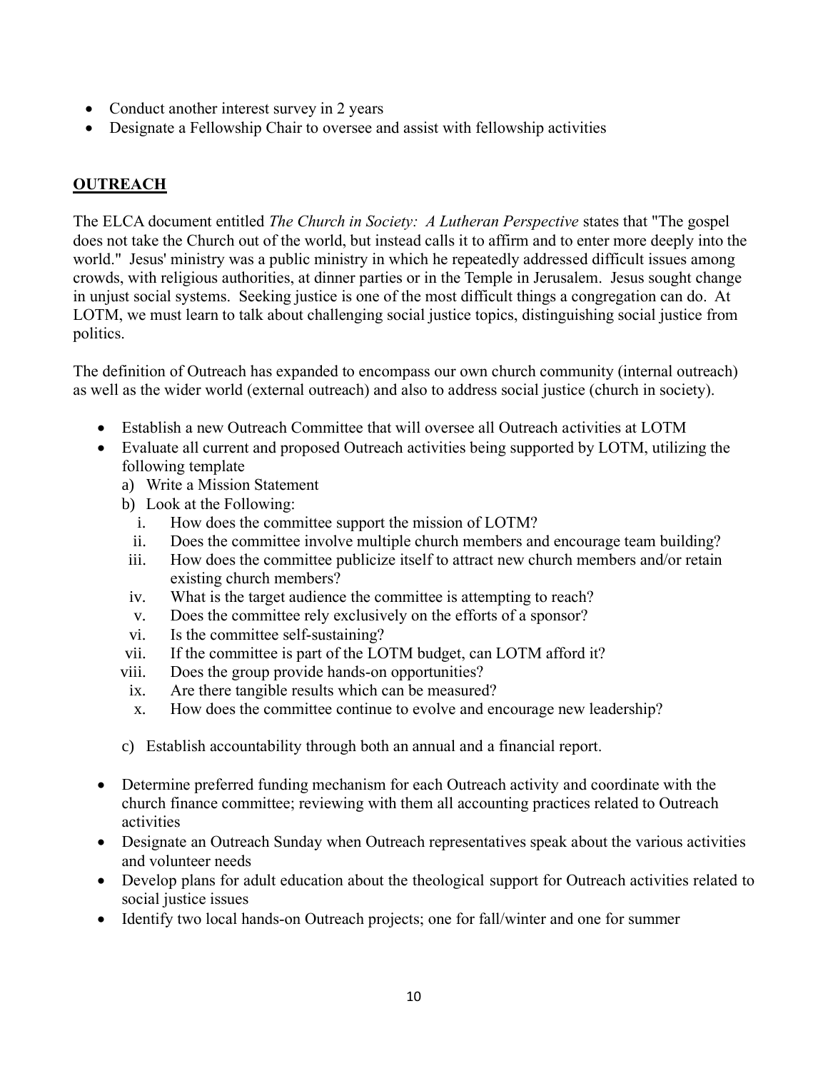- Conduct another interest survey in 2 years
- Designate a Fellowship Chair to oversee and assist with fellowship activities

## **OUTREACH**

The ELCA document entitled *The Church in Society: A Lutheran Perspective* states that "The gospel does not take the Church out of the world, but instead calls it to affirm and to enter more deeply into the world." Jesus' ministry was a public ministry in which he repeatedly addressed difficult issues among crowds, with religious authorities, at dinner parties or in the Temple in Jerusalem. Jesus sought change in unjust social systems. Seeking justice is one of the most difficult things a congregation can do. At LOTM, we must learn to talk about challenging social justice topics, distinguishing social justice from politics.

The definition of Outreach has expanded to encompass our own church community (internal outreach) as well as the wider world (external outreach) and also to address social justice (church in society).

- Establish a new Outreach Committee that will oversee all Outreach activities at LOTM
- Evaluate all current and proposed Outreach activities being supported by LOTM, utilizing the following template
  a) Write a Mission Statement
  b) Look at the Following:
     i. How does the committee support the mission of LOTM?
     ii. Does the committee involve multiple church members and encourage team building?
     iii. How does the committee publicize itself to attract new church members and/or retain existing church members?
     iv. What is the target audience the committee is attempting to reach?
     v. Does the committee rely exclusively on the efforts of a sponsor?
     vi. Is the committee self-sustaining?
     vii. If the committee is part of the LOTM budget, can LOTM afford it?
     viii. Does the group provide hands-on opportunities?
     ix. Are there tangible results which can be measured?
     x. How does the committee continue to evolve and encourage new leadership?

  c) Establish accountability through both an annual and a financial report.

- Determine preferred funding mechanism for each Outreach activity and coordinate with the church finance committee; reviewing with them all accounting practices related to Outreach activities
- Designate an Outreach Sunday when Outreach representatives speak about the various activities and volunteer needs
- Develop plans for adult education about the theological support for Outreach activities related to social justice issues
- Identify two local hands-on Outreach projects; one for fall/winter and one for summer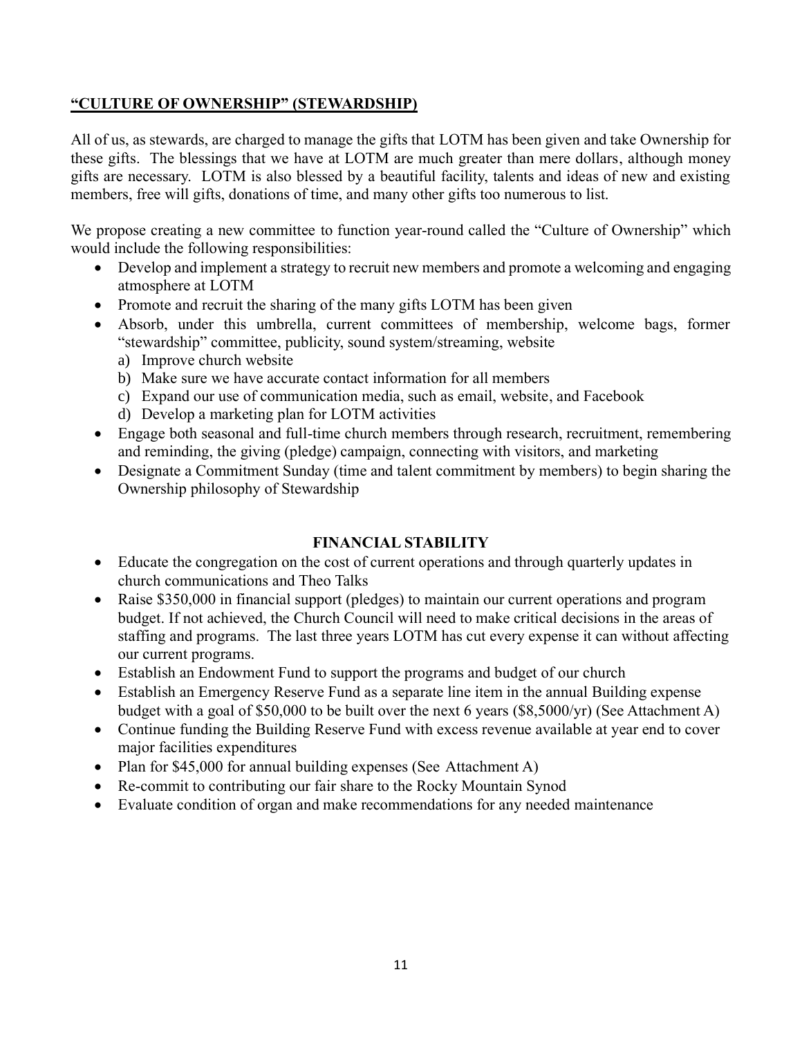## **"CULTURE OF OWNERSHIP" (STEWARDSHIP)**

All of us, as stewards, are charged to manage the gifts that LOTM has been given and take Ownership for these gifts. The blessings that we have at LOTM are much greater than mere dollars, although money gifts are necessary. LOTM is also blessed by a beautiful facility, talents and ideas of new and existing members, free will gifts, donations of time, and many other gifts too numerous to list.

We propose creating a new committee to function year-round called the "Culture of Ownership" which would include the following responsibilities:

- Develop and implement a strategy to recruit new members and promote a welcoming and engaging atmosphere at LOTM
- Promote and recruit the sharing of the many gifts LOTM has been given
- Absorb, under this umbrella, current committees of membership, welcome bags, former "stewardship" committee, publicity, sound system/streaming, website
  a) Improve church website
  b) Make sure we have accurate contact information for all members
  c) Expand our use of communication media, such as email, website, and Facebook
  d) Develop a marketing plan for LOTM activities
- Engage both seasonal and full-time church members through research, recruitment, remembering and reminding, the giving (pledge) campaign, connecting with visitors, and marketing
- Designate a Commitment Sunday (time and talent commitment by members) to begin sharing the Ownership philosophy of Stewardship

## **FINANCIAL STABILITY**

- Educate the congregation on the cost of current operations and through quarterly updates in church communications and Theo Talks
- Raise $350,000 in financial support (pledges) to maintain our current operations and program budget. If not achieved, the Church Council will need to make critical decisions in the areas of staffing and programs. The last three years LOTM has cut every expense it can without affecting our current programs.
- Establish an Endowment Fund to support the programs and budget of our church
- Establish an Emergency Reserve Fund as a separate line item in the annual Building expense budget with a goal of $50,000 to be built over the next 6 years ($8,5000/yr) (See Attachment A)
- Continue funding the Building Reserve Fund with excess revenue available at year end to cover major facilities expenditures
- Plan for $45,000 for annual building expenses (See Attachment A)
- Re-commit to contributing our fair share to the Rocky Mountain Synod
- Evaluate condition of organ and make recommendations for any needed maintenance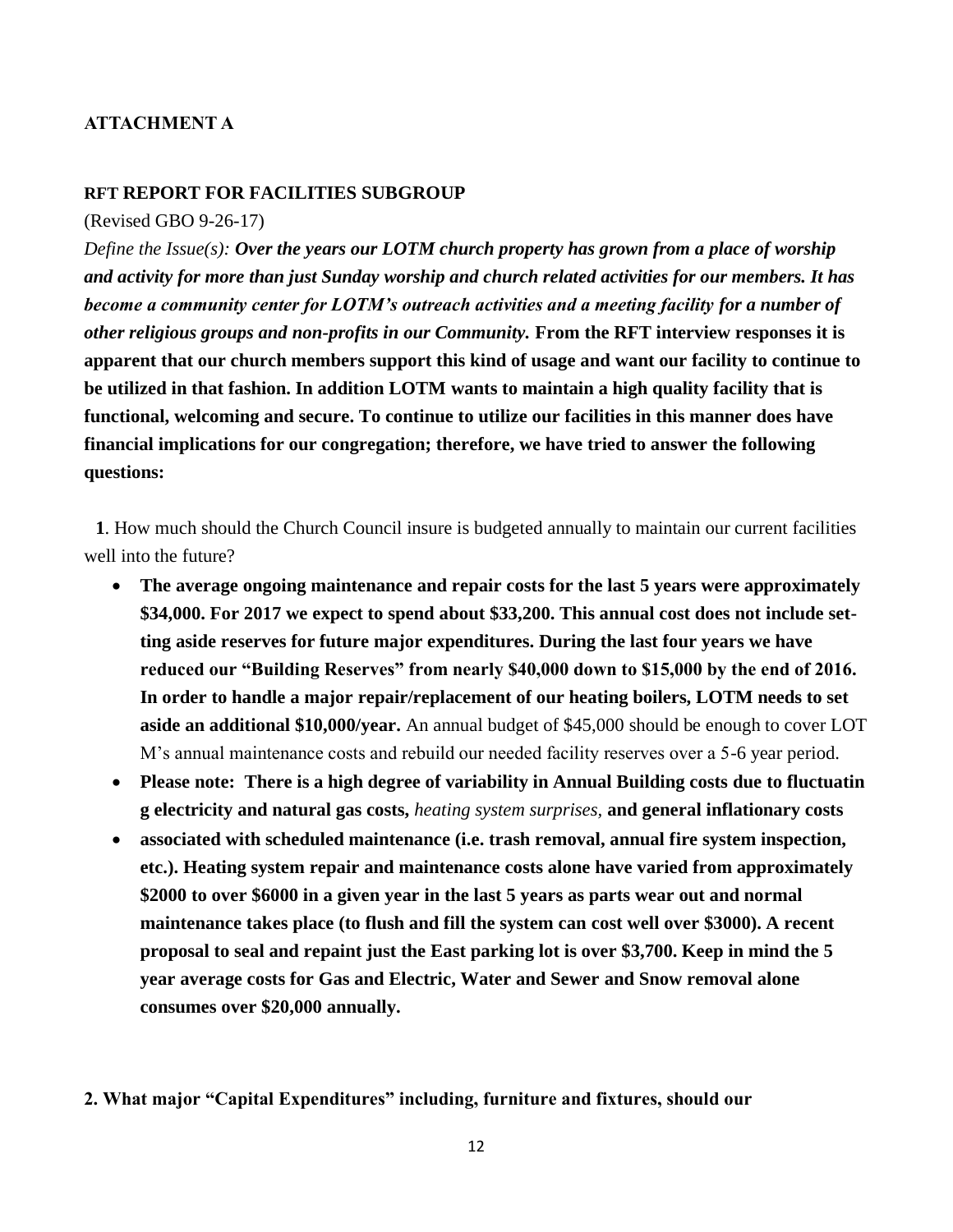**ATTACHMENT A**

**RFT REPORT FOR FACILITIES SUBGROUP**

(Revised GBO 9-26-17)

*Define the Issue(s):* ***Over the years our LOTM church property has grown from a place of worship and activity for more than just Sunday worship and church related activities for our members. It has become a community center for LOTM's outreach activities and a meeting facility for a number of other religious groups and non-profits in our Community.*** **From the RFT interview responses it is apparent that our church members support this kind of usage and want our facility to continue to be utilized in that fashion. In addition LOTM wants to maintain a high quality facility that is functional, welcoming and secure. To continue to utilize our facilities in this manner does have financial implications for our congregation; therefore, we have tried to answer the following questions:**

**1**. How much should the Church Council insure is budgeted annually to maintain our current facilities well into the future?

- **The average ongoing maintenance and repair costs for the last 5 years were approximately $34,000. For 2017 we expect to spend about $33,200. This annual cost does not include setting aside reserves for future major expenditures. During the last four years we have reduced our "Building Reserves" from nearly $40,000 down to $15,000 by the end of 2016. In order to handle a major repair/replacement of our heating boilers, LOTM needs to set aside an additional $10,000/year.** An annual budget of $45,000 should be enough to cover LOTM's annual maintenance costs and rebuild our needed facility reserves over a 5-6 year period.
- **Please note: There is a high degree of variability in Annual Building costs due to fluctuating electricity and natural gas costs,** *heating system surprises,* **and general inflationary costs**
- **associated with scheduled maintenance (i.e. trash removal, annual fire system inspection, etc.). Heating system repair and maintenance costs alone have varied from approximately $2000 to over $6000 in a given year in the last 5 years as parts wear out and normal maintenance takes place (to flush and fill the system can cost well over $3000). A recent proposal to seal and repaint just the East parking lot is over $3,700. Keep in mind the 5 year average costs for Gas and Electric, Water and Sewer and Snow removal alone consumes over $20,000 annually.**

**2. What major "Capital Expenditures" including, furniture and fixtures, should our**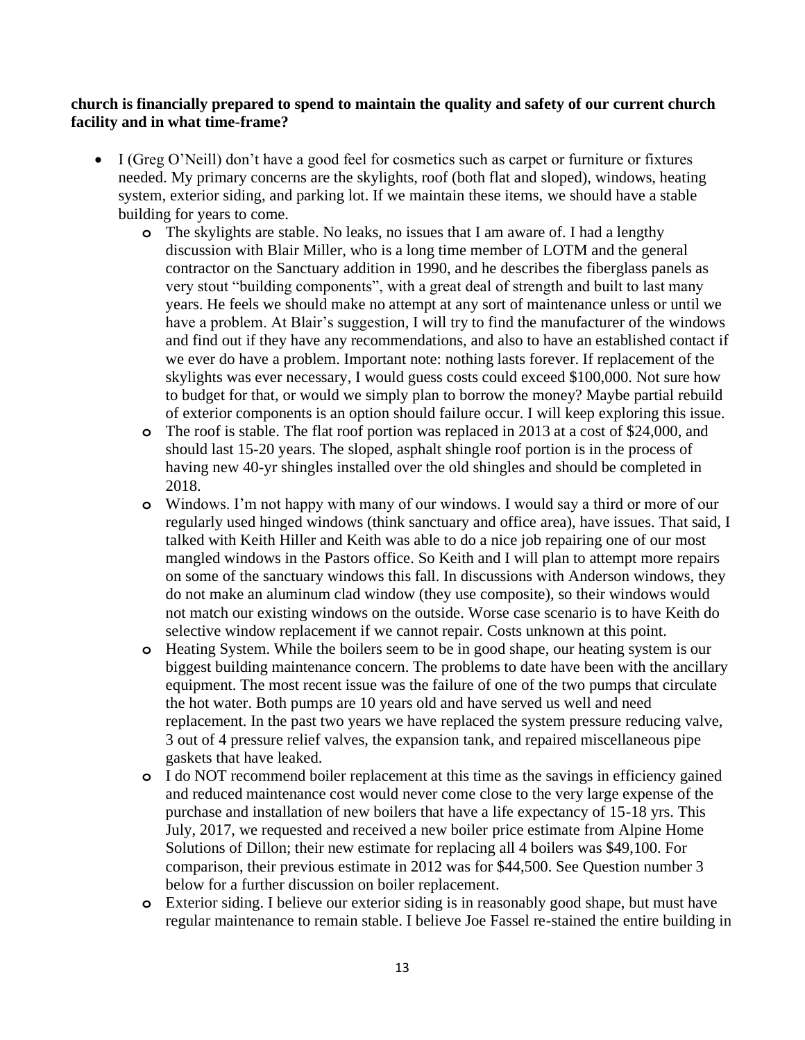**church is financially prepared to spend to maintain the quality and safety of our current church facility and in what time-frame?**

- I (Greg O'Neill) don't have a good feel for cosmetics such as carpet or furniture or fixtures needed. My primary concerns are the skylights, roof (both flat and sloped), windows, heating system, exterior siding, and parking lot. If we maintain these items, we should have a stable building for years to come.
  - The skylights are stable. No leaks, no issues that I am aware of. I had a lengthy discussion with Blair Miller, who is a long time member of LOTM and the general contractor on the Sanctuary addition in 1990, and he describes the fiberglass panels as very stout "building components", with a great deal of strength and built to last many years. He feels we should make no attempt at any sort of maintenance unless or until we have a problem. At Blair's suggestion, I will try to find the manufacturer of the windows and find out if they have any recommendations, and also to have an established contact if we ever do have a problem. Important note: nothing lasts forever. If replacement of the skylights was ever necessary, I would guess costs could exceed $100,000. Not sure how to budget for that, or would we simply plan to borrow the money? Maybe partial rebuild of exterior components is an option should failure occur. I will keep exploring this issue.
  - The roof is stable. The flat roof portion was replaced in 2013 at a cost of $24,000, and should last 15-20 years. The sloped, asphalt shingle roof portion is in the process of having new 40-yr shingles installed over the old shingles and should be completed in 2018.
  - Windows. I'm not happy with many of our windows. I would say a third or more of our regularly used hinged windows (think sanctuary and office area), have issues. That said, I talked with Keith Hiller and Keith was able to do a nice job repairing one of our most mangled windows in the Pastors office. So Keith and I will plan to attempt more repairs on some of the sanctuary windows this fall. In discussions with Anderson windows, they do not make an aluminum clad window (they use composite), so their windows would not match our existing windows on the outside. Worse case scenario is to have Keith do selective window replacement if we cannot repair. Costs unknown at this point.
  - Heating System. While the boilers seem to be in good shape, our heating system is our biggest building maintenance concern. The problems to date have been with the ancillary equipment. The most recent issue was the failure of one of the two pumps that circulate the hot water. Both pumps are 10 years old and have served us well and need replacement. In the past two years we have replaced the system pressure reducing valve, 3 out of 4 pressure relief valves, the expansion tank, and repaired miscellaneous pipe gaskets that have leaked.
  - I do NOT recommend boiler replacement at this time as the savings in efficiency gained and reduced maintenance cost would never come close to the very large expense of the purchase and installation of new boilers that have a life expectancy of 15-18 yrs. This July, 2017, we requested and received a new boiler price estimate from Alpine Home Solutions of Dillon; their new estimate for replacing all 4 boilers was $49,100. For comparison, their previous estimate in 2012 was for $44,500. See Question number 3 below for a further discussion on boiler replacement.
  - Exterior siding. I believe our exterior siding is in reasonably good shape, but must have regular maintenance to remain stable. I believe Joe Fassel re-stained the entire building in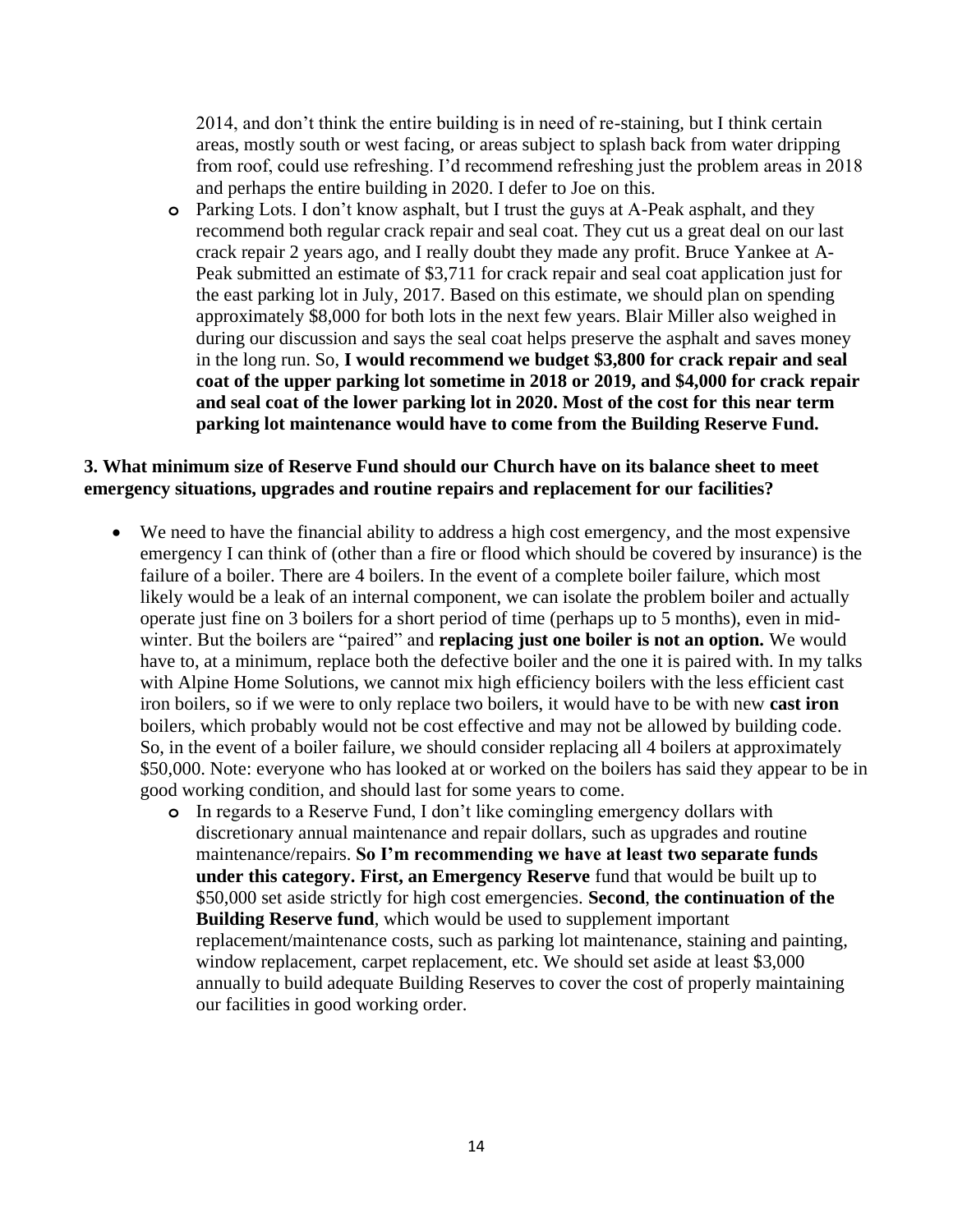2014, and don't think the entire building is in need of re-staining, but I think certain areas, mostly south or west facing, or areas subject to splash back from water dripping from roof, could use refreshing. I'd recommend refreshing just the problem areas in 2018 and perhaps the entire building in 2020. I defer to Joe on this.

  - Parking Lots. I don't know asphalt, but I trust the guys at A-Peak asphalt, and they recommend both regular crack repair and seal coat. They cut us a great deal on our last crack repair 2 years ago, and I really doubt they made any profit. Bruce Yankee at A-Peak submitted an estimate of $3,711 for crack repair and seal coat application just for the east parking lot in July, 2017. Based on this estimate, we should plan on spending approximately $8,000 for both lots in the next few years. Blair Miller also weighed in during our discussion and says the seal coat helps preserve the asphalt and saves money in the long run. So, **I would recommend we budget $3,800 for crack repair and seal coat of the upper parking lot sometime in 2018 or 2019, and $4,000 for crack repair and seal coat of the lower parking lot in 2020. Most of the cost for this near term parking lot maintenance would have to come from the Building Reserve Fund.**

**3. What minimum size of Reserve Fund should our Church have on its balance sheet to meet emergency situations, upgrades and routine repairs and replacement for our facilities?**

- We need to have the financial ability to address a high cost emergency, and the most expensive emergency I can think of (other than a fire or flood which should be covered by insurance) is the failure of a boiler. There are 4 boilers. In the event of a complete boiler failure, which most likely would be a leak of an internal component, we can isolate the problem boiler and actually operate just fine on 3 boilers for a short period of time (perhaps up to 5 months), even in mid-winter. But the boilers are "paired" and **replacing just one boiler is not an option.** We would have to, at a minimum, replace both the defective boiler and the one it is paired with. In my talks with Alpine Home Solutions, we cannot mix high efficiency boilers with the less efficient cast iron boilers, so if we were to only replace two boilers, it would have to be with new **cast iron** boilers, which probably would not be cost effective and may not be allowed by building code. So, in the event of a boiler failure, we should consider replacing all 4 boilers at approximately $50,000. Note: everyone who has looked at or worked on the boilers has said they appear to be in good working condition, and should last for some years to come.
  - In regards to a Reserve Fund, I don't like comingling emergency dollars with discretionary annual maintenance and repair dollars, such as upgrades and routine maintenance/repairs. **So I'm recommending we have at least two separate funds under this category. First, an Emergency Reserve** fund that would be built up to $50,000 set aside strictly for high cost emergencies. **Second**, **the continuation of the Building Reserve fund**, which would be used to supplement important replacement/maintenance costs, such as parking lot maintenance, staining and painting, window replacement, carpet replacement, etc. We should set aside at least $3,000 annually to build adequate Building Reserves to cover the cost of properly maintaining our facilities in good working order.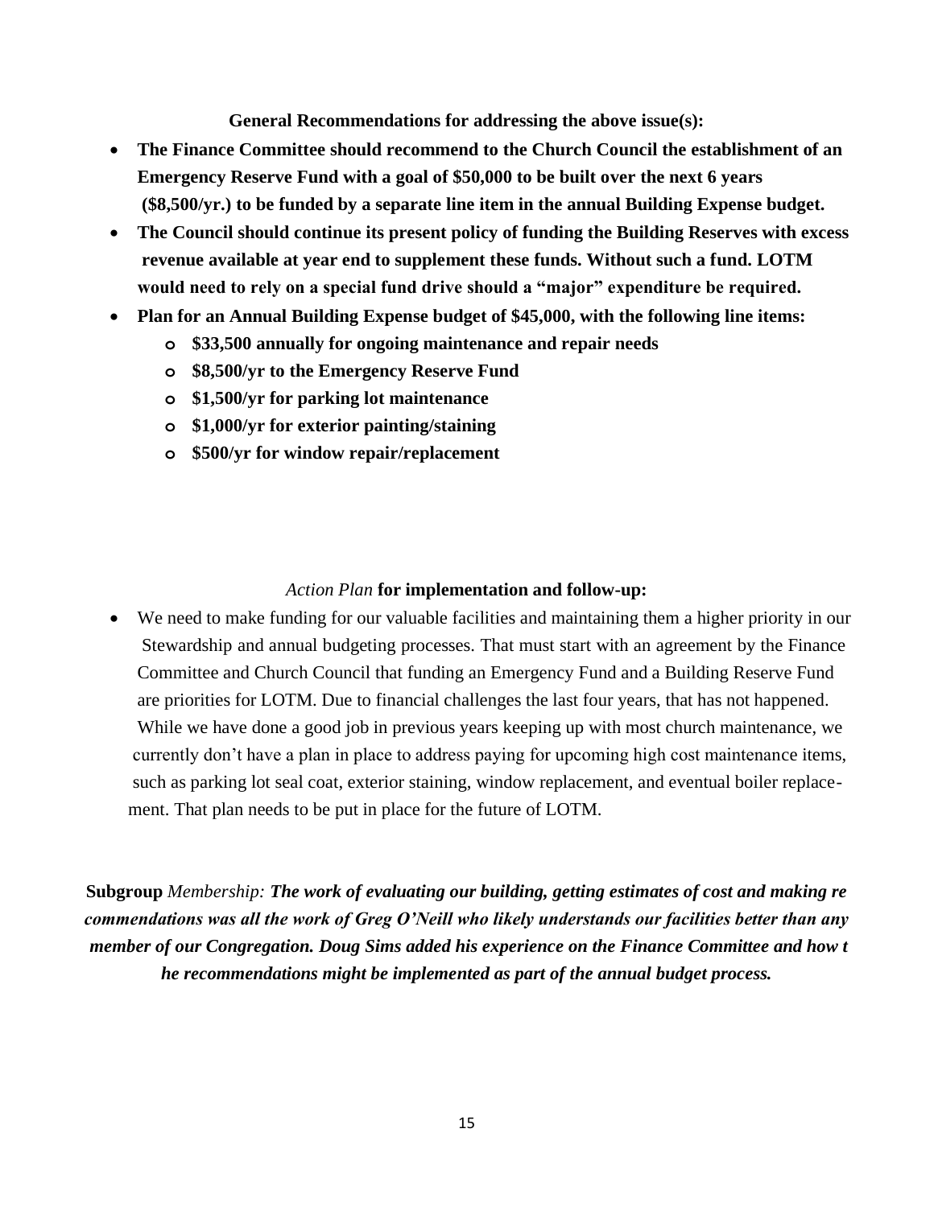**General Recommendations for addressing the above issue(s):**

- **The Finance Committee should recommend to the Church Council the establishment of an Emergency Reserve Fund with a goal of $50,000 to be built over the next 6 years ($8,500/yr.) to be funded by a separate line item in the annual Building Expense budget.**
- **The Council should continue its present policy of funding the Building Reserves with excess revenue available at year end to supplement these funds. Without such a fund. LOTM would need to rely on a special fund drive should a "major" expenditure be required.**
- **Plan for an Annual Building Expense budget of $45,000, with the following line items:**
  - **$33,500 annually for ongoing maintenance and repair needs**
  - **$8,500/yr to the Emergency Reserve Fund**
  - **$1,500/yr for parking lot maintenance**
  - **$1,000/yr for exterior painting/staining**
  - **$500/yr for window repair/replacement**

*Action Plan* **for implementation and follow-up:**

- We need to make funding for our valuable facilities and maintaining them a higher priority in our Stewardship and annual budgeting processes. That must start with an agreement by the Finance Committee and Church Council that funding an Emergency Fund and a Building Reserve Fund are priorities for LOTM. Due to financial challenges the last four years, that has not happened. While we have done a good job in previous years keeping up with most church maintenance, we currently don't have a plan in place to address paying for upcoming high cost maintenance items, such as parking lot seal coat, exterior staining, window replacement, and eventual boiler replacement. That plan needs to be put in place for the future of LOTM.

**Subgroup** *Membership:* ***The work of evaluating our building, getting estimates of cost and making recommendations was all the work of Greg O'Neill who likely understands our facilities better than any member of our Congregation. Doug Sims added his experience on the Finance Committee and how the recommendations might be implemented as part of the annual budget process.***